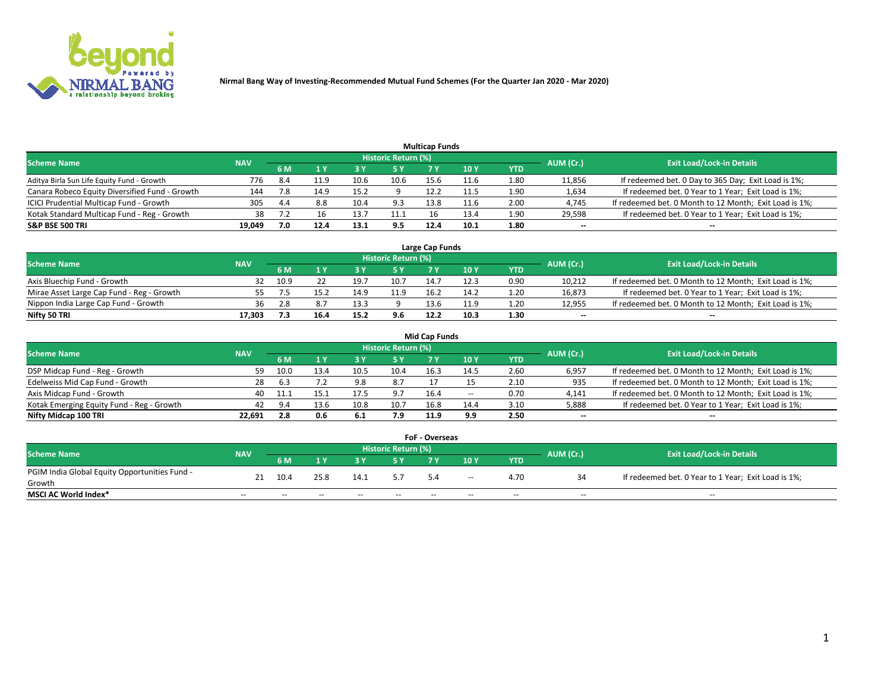# Nirmal Bang Way of Investing-Recommended Mutual Fund Schemes (For the Quarter Jan 2020 - Mar 2020)

## Multicap Funds

| Scheme Name | NAV | Historic Return (%) | | | | | | | AUM (Cr.) | Exit Load/Lock-in Details |
|---|---|---|---|---|---|---|---|---|---|---|
| | | 6 M | 1 Y | 3 Y | 5 Y | 7 Y | 10 Y | YTD | | |
| Aditya Birla Sun Life Equity Fund - Growth | 776 | 8.4 | 11.9 | 10.6 | 10.6 | 15.6 | 11.6 | 1.80 | 11,856 | If redeemed bet. 0 Day to 365 Day; Exit Load is 1%; |
| Canara Robeco Equity Diversified Fund - Growth | 144 | 7.8 | 14.9 | 15.2 | 9 | 12.2 | 11.5 | 1.90 | 1,634 | If redeemed bet. 0 Year to 1 Year; Exit Load is 1%; |
| ICICI Prudential Multicap Fund - Growth | 305 | 4.4 | 8.8 | 10.4 | 9.3 | 13.8 | 11.6 | 2.00 | 4,745 | If redeemed bet. 0 Month to 12 Month; Exit Load is 1%; |
| Kotak Standard Multicap Fund - Reg - Growth | 38 | 7.2 | 16 | 13.7 | 11.1 | 16 | 13.4 | 1.90 | 29,598 | If redeemed bet. 0 Year to 1 Year; Exit Load is 1%; |
| **S&P BSE 500 TRI** | **19,049** | **7.0** | **12.4** | **13.1** | **9.5** | **12.4** | **10.1** | **1.80** | **--** | **--** |

## Large Cap Funds

| Scheme Name | NAV | Historic Return (%) | | | | | | | AUM (Cr.) | Exit Load/Lock-in Details |
|---|---|---|---|---|---|---|---|---|---|---|
| | | 6 M | 1 Y | 3 Y | 5 Y | 7 Y | 10 Y | YTD | | |
| Axis Bluechip Fund - Growth | 32 | 10.9 | 22 | 19.7 | 10.7 | 14.7 | 12.3 | 0.90 | 10,212 | If redeemed bet. 0 Month to 12 Month; Exit Load is 1%; |
| Mirae Asset Large Cap Fund - Reg - Growth | 55 | 7.5 | 15.2 | 14.9 | 11.9 | 16.2 | 14.2 | 1.20 | 16,873 | If redeemed bet. 0 Year to 1 Year; Exit Load is 1%; |
| Nippon India Large Cap Fund - Growth | 36 | 2.8 | 8.7 | 13.3 | 9 | 13.6 | 11.9 | 1.20 | 12,955 | If redeemed bet. 0 Month to 12 Month; Exit Load is 1%; |
| **Nifty 50 TRI** | **17,303** | **7.3** | **16.4** | **15.2** | **9.6** | **12.2** | **10.3** | **1.30** | **--** | **--** |

## Mid Cap Funds

| Scheme Name | NAV | Historic Return (%) | | | | | | | AUM (Cr.) | Exit Load/Lock-in Details |
|---|---|---|---|---|---|---|---|---|---|---|
| | | 6 M | 1 Y | 3 Y | 5 Y | 7 Y | 10 Y | YTD | | |
| DSP Midcap Fund - Reg - Growth | 59 | 10.0 | 13.4 | 10.5 | 10.4 | 16.3 | 14.5 | 2.60 | 6,957 | If redeemed bet. 0 Month to 12 Month; Exit Load is 1%; |
| Edelweiss Mid Cap Fund - Growth | 28 | 6.3 | 7.2 | 9.8 | 8.7 | 17 | 15 | 2.10 | 935 | If redeemed bet. 0 Month to 12 Month; Exit Load is 1%; |
| Axis Midcap Fund - Growth | 40 | 11.1 | 15.1 | 17.5 | 9.7 | 16.4 | -- | 0.70 | 4,141 | If redeemed bet. 0 Month to 12 Month; Exit Load is 1%; |
| Kotak Emerging Equity Fund - Reg - Growth | 42 | 9.4 | 13.6 | 10.8 | 10.7 | 16.8 | 14.4 | 3.10 | 5,888 | If redeemed bet. 0 Year to 1 Year; Exit Load is 1%; |
| **Nifty Midcap 100 TRI** | **22,691** | **2.8** | **0.6** | **6.1** | **7.9** | **11.9** | **9.9** | **2.50** | **--** | **--** |

## FoF - Overseas

| Scheme Name | NAV | Historic Return (%) | | | | | | | AUM (Cr.) | Exit Load/Lock-in Details |
|---|---|---|---|---|---|---|---|---|---|---|
| | | 6 M | 1 Y | 3 Y | 5 Y | 7 Y | 10 Y | YTD | | |
| PGIM India Global Equity Opportunities Fund - Growth | 21 | 10.4 | 25.8 | 14.1 | 5.7 | 5.4 | -- | 4.70 | 34 | If redeemed bet. 0 Year to 1 Year; Exit Load is 1%; |
| **MSCI AC World Index*** | -- | -- | -- | -- | -- | -- | -- | -- | -- | -- |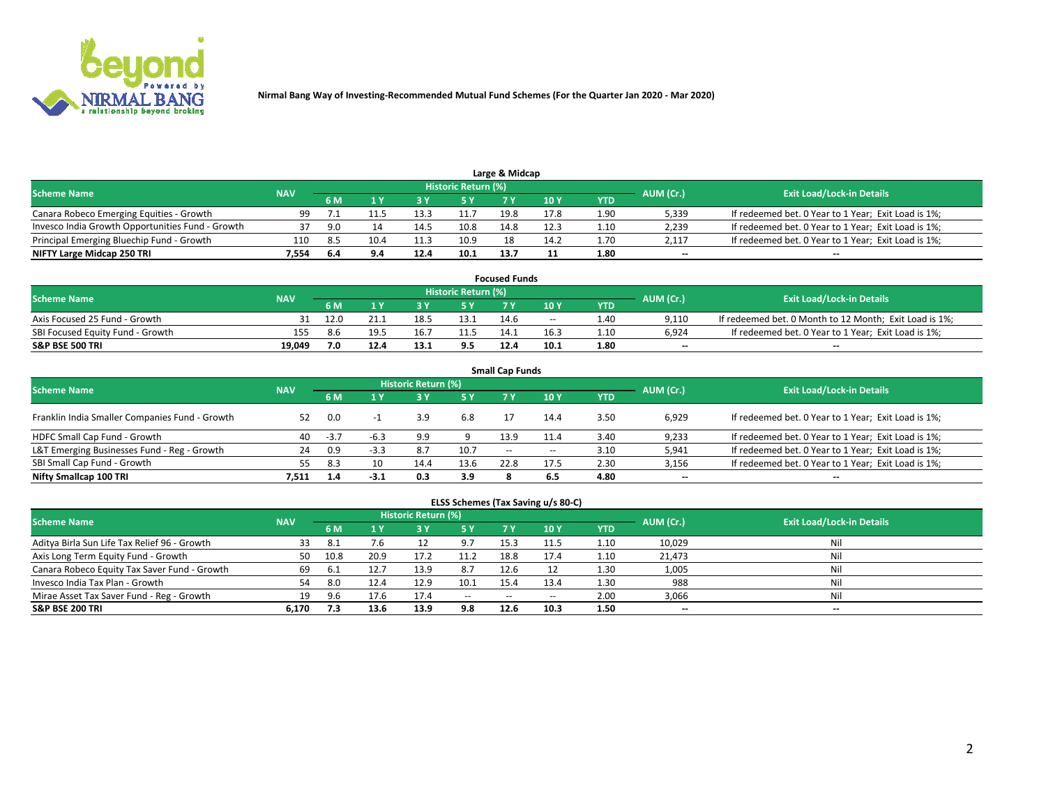Nirmal Bang Way of Investing-Recommended Mutual Fund Schemes (For the Quarter Jan 2020 - Mar 2020)

## Large & Midcap

| Scheme Name | NAV | Historic Return (%) | | | | | | | AUM (Cr.) | Exit Load/Lock-in Details |
|---|---|---|---|---|---|---|---|---|---|---|
| | | 6 M | 1 Y | 3 Y | 5 Y | 7 Y | 10 Y | YTD | | |
| Canara Robeco Emerging Equities - Growth | 99 | 7.1 | 11.5 | 13.3 | 11.7 | 19.8 | 17.8 | 1.90 | 5,339 | If redeemed bet. 0 Year to 1 Year; Exit Load is 1%; |
| Invesco India Growth Opportunities Fund - Growth | 37 | 9.0 | 14 | 14.5 | 10.8 | 14.8 | 12.3 | 1.10 | 2,239 | If redeemed bet. 0 Year to 1 Year; Exit Load is 1%; |
| Principal Emerging Bluechip Fund - Growth | 110 | 8.5 | 10.4 | 11.3 | 10.9 | 18 | 14.2 | 1.70 | 2,117 | If redeemed bet. 0 Year to 1 Year; Exit Load is 1%; |
| **NIFTY Large Midcap 250 TRI** | **7,554** | **6.4** | **9.4** | **12.4** | **10.1** | **13.7** | **11** | **1.80** | -- | -- |

## Focused Funds

| Scheme Name | NAV | Historic Return (%) | | | | | | | AUM (Cr.) | Exit Load/Lock-in Details |
|---|---|---|---|---|---|---|---|---|---|---|
| | | 6 M | 1 Y | 3 Y | 5 Y | 7 Y | 10 Y | YTD | | |
| Axis Focused 25 Fund - Growth | 31 | 12.0 | 21.1 | 18.5 | 13.1 | 14.6 | -- | 1.40 | 9,110 | If redeemed bet. 0 Month to 12 Month; Exit Load is 1%; |
| SBI Focused Equity Fund - Growth | 155 | 8.6 | 19.5 | 16.7 | 11.5 | 14.1 | 16.3 | 1.10 | 6,924 | If redeemed bet. 0 Year to 1 Year; Exit Load is 1%; |
| **S&P BSE 500 TRI** | **19,049** | **7.0** | **12.4** | **13.1** | **9.5** | **12.4** | **10.1** | **1.80** | -- | -- |

## Small Cap Funds

| Scheme Name | NAV | Historic Return (%) | | | | | | | AUM (Cr.) | Exit Load/Lock-in Details |
|---|---|---|---|---|---|---|---|---|---|---|
| | | 6 M | 1 Y | 3 Y | 5 Y | 7 Y | 10 Y | YTD | | |
| Franklin India Smaller Companies Fund - Growth | 52 | 0.0 | -1 | 3.9 | 6.8 | 17 | 14.4 | 3.50 | 6,929 | If redeemed bet. 0 Year to 1 Year; Exit Load is 1%; |
| HDFC Small Cap Fund - Growth | 40 | -3.7 | -6.3 | 9.9 | 9 | 13.9 | 11.4 | 3.40 | 9,233 | If redeemed bet. 0 Year to 1 Year; Exit Load is 1%; |
| L&T Emerging Businesses Fund - Reg - Growth | 24 | 0.9 | -3.3 | 8.7 | 10.7 | -- | -- | 3.10 | 5,941 | If redeemed bet. 0 Year to 1 Year; Exit Load is 1%; |
| SBI Small Cap Fund - Growth | 55 | 8.3 | 10 | 14.4 | 13.6 | 22.8 | 17.5 | 2.30 | 3,156 | If redeemed bet. 0 Year to 1 Year; Exit Load is 1%; |
| **Nifty Smallcap 100 TRI** | **7,511** | **1.4** | **-3.1** | **0.3** | **3.9** | **8** | **6.5** | **4.80** | -- | -- |

## ELSS Schemes (Tax Saving u/s 80-C)

| Scheme Name | NAV | Historic Return (%) | | | | | | | AUM (Cr.) | Exit Load/Lock-in Details |
|---|---|---|---|---|---|---|---|---|---|---|
| | | 6 M | 1 Y | 3 Y | 5 Y | 7 Y | 10 Y | YTD | | |
| Aditya Birla Sun Life Tax Relief 96 - Growth | 33 | 8.1 | 7.6 | 12 | 9.7 | 15.3 | 11.5 | 1.10 | 10,029 | Nil |
| Axis Long Term Equity Fund - Growth | 50 | 10.8 | 20.9 | 17.2 | 11.2 | 18.8 | 17.4 | 1.10 | 21,473 | Nil |
| Canara Robeco Equity Tax Saver Fund - Growth | 69 | 6.1 | 12.7 | 13.9 | 8.7 | 12.6 | 12 | 1.30 | 1,005 | Nil |
| Invesco India Tax Plan - Growth | 54 | 8.0 | 12.4 | 12.9 | 10.1 | 15.4 | 13.4 | 1.30 | 988 | Nil |
| Mirae Asset Tax Saver Fund - Reg - Growth | 19 | 9.6 | 17.6 | 17.4 | -- | -- | -- | 2.00 | 3,066 | Nil |
| **S&P BSE 200 TRI** | **6,170** | **7.3** | **13.6** | **13.9** | **9.8** | **12.6** | **10.3** | **1.50** | -- | -- |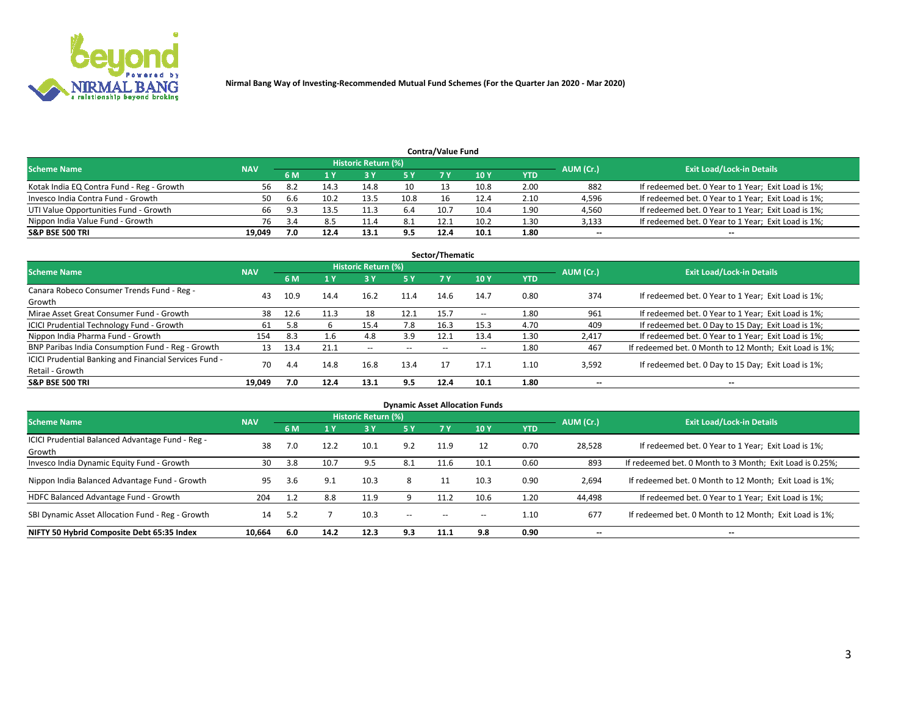Nirmal Bang Way of Investing-Recommended Mutual Fund Schemes (For the Quarter Jan 2020 - Mar 2020)

## Contra/Value Fund

| Scheme Name | NAV | Historic Return (%) | | | | | | | AUM (Cr.) | Exit Load/Lock-in Details |
|---|---|---|---|---|---|---|---|---|---|---|
| | | 6 M | 1 Y | 3 Y | 5 Y | 7 Y | 10 Y | YTD | | |
| Kotak India EQ Contra Fund - Reg - Growth | 56 | 8.2 | 14.3 | 14.8 | 10 | 13 | 10.8 | 2.00 | 882 | If redeemed bet. 0 Year to 1 Year; Exit Load is 1%; |
| Invesco India Contra Fund - Growth | 50 | 6.6 | 10.2 | 13.5 | 10.8 | 16 | 12.4 | 2.10 | 4,596 | If redeemed bet. 0 Year to 1 Year; Exit Load is 1%; |
| UTI Value Opportunities Fund - Growth | 66 | 9.3 | 13.5 | 11.3 | 6.4 | 10.7 | 10.4 | 1.90 | 4,560 | If redeemed bet. 0 Year to 1 Year; Exit Load is 1%; |
| Nippon India Value Fund - Growth | 76 | 3.4 | 8.5 | 11.4 | 8.1 | 12.1 | 10.2 | 1.30 | 3,133 | If redeemed bet. 0 Year to 1 Year; Exit Load is 1%; |
| **S&P BSE 500 TRI** | **19,049** | **7.0** | **12.4** | **13.1** | **9.5** | **12.4** | **10.1** | **1.80** | -- | -- |

## Sector/Thematic

| Scheme Name | NAV | Historic Return (%) | | | | | | | AUM (Cr.) | Exit Load/Lock-in Details |
|---|---|---|---|---|---|---|---|---|---|---|
| | | 6 M | 1 Y | 3 Y | 5 Y | 7 Y | 10 Y | YTD | | |
| Canara Robeco Consumer Trends Fund - Reg - Growth | 43 | 10.9 | 14.4 | 16.2 | 11.4 | 14.6 | 14.7 | 0.80 | 374 | If redeemed bet. 0 Year to 1 Year; Exit Load is 1%; |
| Mirae Asset Great Consumer Fund - Growth | 38 | 12.6 | 11.3 | 18 | 12.1 | 15.7 | -- | 1.80 | 961 | If redeemed bet. 0 Year to 1 Year; Exit Load is 1%; |
| ICICI Prudential Technology Fund - Growth | 61 | 5.8 | 6 | 15.4 | 7.8 | 16.3 | 15.3 | 4.70 | 409 | If redeemed bet. 0 Day to 15 Day; Exit Load is 1%; |
| Nippon India Pharma Fund - Growth | 154 | 8.3 | 1.6 | 4.8 | 3.9 | 12.1 | 13.4 | 1.30 | 2,417 | If redeemed bet. 0 Year to 1 Year; Exit Load is 1%; |
| BNP Paribas India Consumption Fund - Reg - Growth | 13 | 13.4 | 21.1 | -- | -- | -- | -- | 1.80 | 467 | If redeemed bet. 0 Month to 12 Month; Exit Load is 1%; |
| ICICI Prudential Banking and Financial Services Fund - Retail - Growth | 70 | 4.4 | 14.8 | 16.8 | 13.4 | 17 | 17.1 | 1.10 | 3,592 | If redeemed bet. 0 Day to 15 Day; Exit Load is 1%; |
| **S&P BSE 500 TRI** | **19,049** | **7.0** | **12.4** | **13.1** | **9.5** | **12.4** | **10.1** | **1.80** | -- | -- |

## Dynamic Asset Allocation Funds

| Scheme Name | NAV | Historic Return (%) | | | | | | | AUM (Cr.) | Exit Load/Lock-in Details |
|---|---|---|---|---|---|---|---|---|---|---|
| | | 6 M | 1 Y | 3 Y | 5 Y | 7 Y | 10 Y | YTD | | |
| ICICI Prudential Balanced Advantage Fund - Reg - Growth | 38 | 7.0 | 12.2 | 10.1 | 9.2 | 11.9 | 12 | 0.70 | 28,528 | If redeemed bet. 0 Year to 1 Year; Exit Load is 1%; |
| Invesco India Dynamic Equity Fund - Growth | 30 | 3.8 | 10.7 | 9.5 | 8.1 | 11.6 | 10.1 | 0.60 | 893 | If redeemed bet. 0 Month to 3 Month; Exit Load is 0.25%; |
| Nippon India Balanced Advantage Fund - Growth | 95 | 3.6 | 9.1 | 10.3 | 8 | 11 | 10.3 | 0.90 | 2,694 | If redeemed bet. 0 Month to 12 Month; Exit Load is 1%; |
| HDFC Balanced Advantage Fund - Growth | 204 | 1.2 | 8.8 | 11.9 | 9 | 11.2 | 10.6 | 1.20 | 44,498 | If redeemed bet. 0 Year to 1 Year; Exit Load is 1%; |
| SBI Dynamic Asset Allocation Fund - Reg - Growth | 14 | 5.2 | 7 | 10.3 | -- | -- | -- | 1.10 | 677 | If redeemed bet. 0 Month to 12 Month; Exit Load is 1%; |
| **NIFTY 50 Hybrid Composite Debt 65:35 Index** | **10,664** | **6.0** | **14.2** | **12.3** | **9.3** | **11.1** | **9.8** | **0.90** | -- | -- |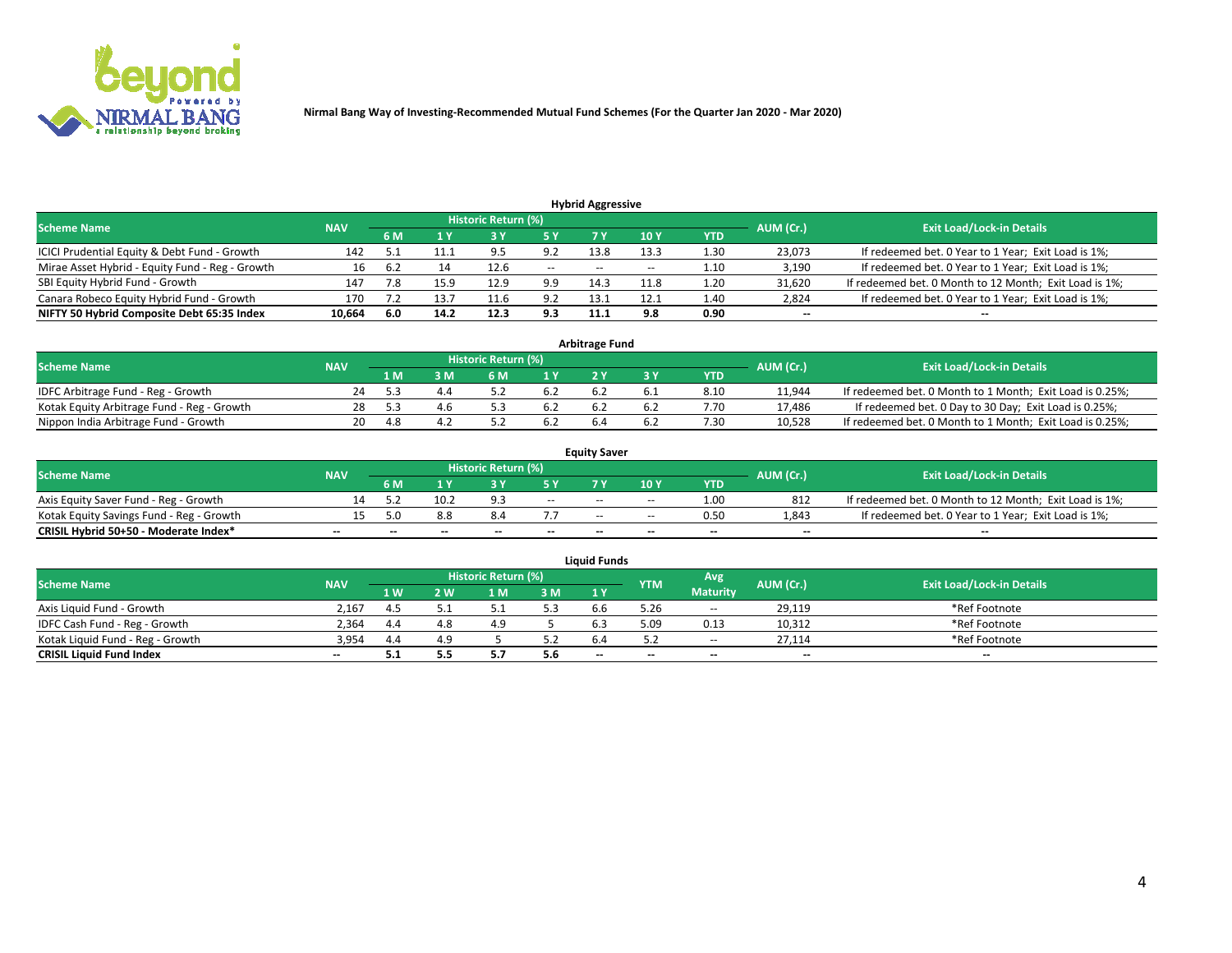Nirmal Bang Way of Investing-Recommended Mutual Fund Schemes (For the Quarter Jan 2020 - Mar 2020)

### Hybrid Aggressive

| Scheme Name | NAV | Historic Return (%) | | | | | | | AUM (Cr.) | Exit Load/Lock-in Details |
|---|---|---|---|---|---|---|---|---|---|---|
| | | 6 M | 1 Y | 3 Y | 5 Y | 7 Y | 10 Y | YTD | | |
| ICICI Prudential Equity & Debt Fund - Growth | 142 | 5.1 | 11.1 | 9.5 | 9.2 | 13.8 | 13.3 | 1.30 | 23,073 | If redeemed bet. 0 Year to 1 Year; Exit Load is 1%; |
| Mirae Asset Hybrid - Equity Fund - Reg - Growth | 16 | 6.2 | 14 | 12.6 | -- | -- | -- | 1.10 | 3,190 | If redeemed bet. 0 Year to 1 Year; Exit Load is 1%; |
| SBI Equity Hybrid Fund - Growth | 147 | 7.8 | 15.9 | 12.9 | 9.9 | 14.3 | 11.8 | 1.20 | 31,620 | If redeemed bet. 0 Month to 12 Month; Exit Load is 1%; |
| Canara Robeco Equity Hybrid Fund - Growth | 170 | 7.2 | 13.7 | 11.6 | 9.2 | 13.1 | 12.1 | 1.40 | 2,824 | If redeemed bet. 0 Year to 1 Year; Exit Load is 1%; |
| **NIFTY 50 Hybrid Composite Debt 65:35 Index** | **10,664** | **6.0** | **14.2** | **12.3** | **9.3** | **11.1** | **9.8** | **0.90** | **--** | **--** |

### Arbitrage Fund

| Scheme Name | NAV | Historic Return (%) | | | | | | | AUM (Cr.) | Exit Load/Lock-in Details |
|---|---|---|---|---|---|---|---|---|---|---|
| | | 1 M | 3 M | 6 M | 1 Y | 2 Y | 3 Y | YTD | | |
| IDFC Arbitrage Fund - Reg - Growth | 24 | 5.3 | 4.4 | 5.2 | 6.2 | 6.2 | 6.1 | 8.10 | 11,944 | If redeemed bet. 0 Month to 1 Month; Exit Load is 0.25%; |
| Kotak Equity Arbitrage Fund - Reg - Growth | 28 | 5.3 | 4.6 | 5.3 | 6.2 | 6.2 | 6.2 | 7.70 | 17,486 | If redeemed bet. 0 Day to 30 Day; Exit Load is 0.25%; |
| Nippon India Arbitrage Fund - Growth | 20 | 4.8 | 4.2 | 5.2 | 6.2 | 6.4 | 6.2 | 7.30 | 10,528 | If redeemed bet. 0 Month to 1 Month; Exit Load is 0.25%; |

### Equity Saver

| Scheme Name | NAV | Historic Return (%) | | | | | | | AUM (Cr.) | Exit Load/Lock-in Details |
|---|---|---|---|---|---|---|---|---|---|---|
| | | 6 M | 1 Y | 3 Y | 5 Y | 7 Y | 10 Y | YTD | | |
| Axis Equity Saver Fund - Reg - Growth | 14 | 5.2 | 10.2 | 9.3 | -- | -- | -- | 1.00 | 812 | If redeemed bet. 0 Month to 12 Month; Exit Load is 1%; |
| Kotak Equity Savings Fund - Reg - Growth | 15 | 5.0 | 8.8 | 8.4 | 7.7 | -- | -- | 0.50 | 1,843 | If redeemed bet. 0 Year to 1 Year; Exit Load is 1%; |
| **CRISIL Hybrid 50+50 - Moderate Index*** | **--** | **--** | **--** | **--** | **--** | **--** | **--** | **--** | **--** | **--** |

### Liquid Funds

| Scheme Name | NAV | Historic Return (%) | | | | | YTM | Avg Maturity | AUM (Cr.) | Exit Load/Lock-in Details |
|---|---|---|---|---|---|---|---|---|---|---|
| | | 1 W | 2 W | 1 M | 3 M | 1 Y | | | | |
| Axis Liquid Fund - Growth | 2,167 | 4.5 | 5.1 | 5.1 | 5.3 | 6.6 | 5.26 | -- | 29,119 | *Ref Footnote |
| IDFC Cash Fund - Reg - Growth | 2,364 | 4.4 | 4.8 | 4.9 | 5 | 6.3 | 5.09 | 0.13 | 10,312 | *Ref Footnote |
| Kotak Liquid Fund - Reg - Growth | 3,954 | 4.4 | 4.9 | 5 | 5.2 | 6.4 | 5.2 | -- | 27,114 | *Ref Footnote |
| **CRISIL Liquid Fund Index** | **--** | **5.1** | **5.5** | **5.7** | **5.6** | **--** | **--** | **--** | **--** | **--** |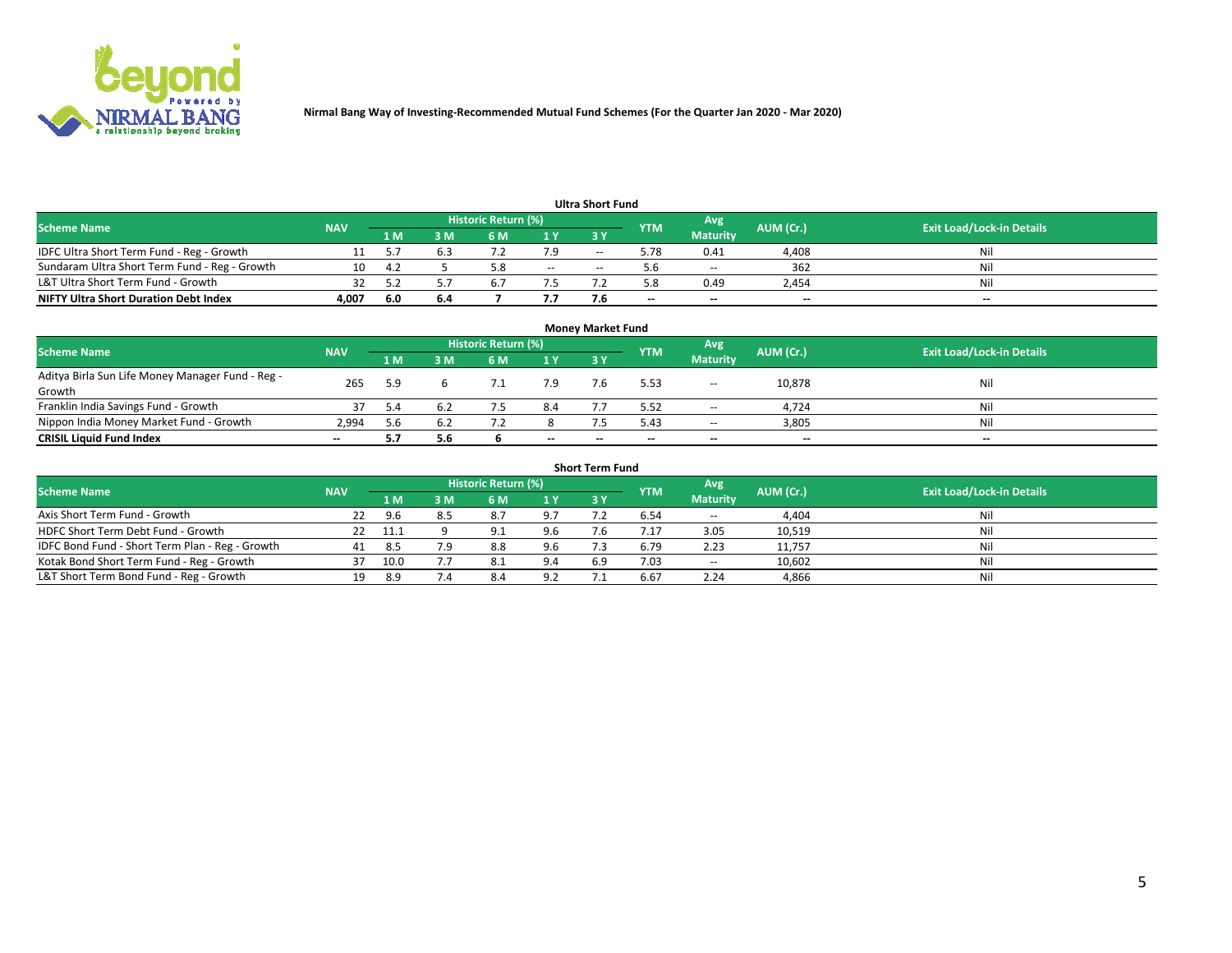**Nirmal Bang Way of Investing-Recommended Mutual Fund Schemes (For the Quarter Jan 2020 - Mar 2020)**

### Ultra Short Fund

| Scheme Name | NAV | Historic Return (%) | | | | | YTM | Avg Maturity | AUM (Cr.) | Exit Load/Lock-in Details |
|---|---|---|---|---|---|---|---|---|---|---|
| | | 1 M | 3 M | 6 M | 1 Y | 3 Y | | | | |
| IDFC Ultra Short Term Fund - Reg - Growth | 11 | 5.7 | 6.3 | 7.2 | 7.9 | -- | 5.78 | 0.41 | 4,408 | Nil |
| Sundaram Ultra Short Term Fund - Reg - Growth | 10 | 4.2 | 5 | 5.8 | -- | -- | 5.6 | -- | 362 | Nil |
| L&T Ultra Short Term Fund - Growth | 32 | 5.2 | 5.7 | 6.7 | 7.5 | 7.2 | 5.8 | 0.49 | 2,454 | Nil |
| **NIFTY Ultra Short Duration Debt Index** | **4,007** | **6.0** | **6.4** | **7** | **7.7** | **7.6** | **--** | **--** | **--** | **--** |

### Money Market Fund

| Scheme Name | NAV | Historic Return (%) | | | | | YTM | Avg Maturity | AUM (Cr.) | Exit Load/Lock-in Details |
|---|---|---|---|---|---|---|---|---|---|---|
| | | 1 M | 3 M | 6 M | 1 Y | 3 Y | | | | |
| Aditya Birla Sun Life Money Manager Fund - Reg - Growth | 265 | 5.9 | 6 | 7.1 | 7.9 | 7.6 | 5.53 | -- | 10,878 | Nil |
| Franklin India Savings Fund - Growth | 37 | 5.4 | 6.2 | 7.5 | 8.4 | 7.7 | 5.52 | -- | 4,724 | Nil |
| Nippon India Money Market Fund - Growth | 2,994 | 5.6 | 6.2 | 7.2 | 8 | 7.5 | 5.43 | -- | 3,805 | Nil |
| **CRISIL Liquid Fund Index** | **--** | **5.7** | **5.6** | **6** | **--** | **--** | **--** | **--** | **--** | **--** |

### Short Term Fund

| Scheme Name | NAV | Historic Return (%) | | | | | YTM | Avg Maturity | AUM (Cr.) | Exit Load/Lock-in Details |
|---|---|---|---|---|---|---|---|---|---|---|
| | | 1 M | 3 M | 6 M | 1 Y | 3 Y | | | | |
| Axis Short Term Fund - Growth | 22 | 9.6 | 8.5 | 8.7 | 9.7 | 7.2 | 6.54 | -- | 4,404 | Nil |
| HDFC Short Term Debt Fund - Growth | 22 | 11.1 | 9 | 9.1 | 9.6 | 7.6 | 7.17 | 3.05 | 10,519 | Nil |
| IDFC Bond Fund - Short Term Plan - Reg - Growth | 41 | 8.5 | 7.9 | 8.8 | 9.6 | 7.3 | 6.79 | 2.23 | 11,757 | Nil |
| Kotak Bond Short Term Fund - Reg - Growth | 37 | 10.0 | 7.7 | 8.1 | 9.4 | 6.9 | 7.03 | -- | 10,602 | Nil |
| L&T Short Term Bond Fund - Reg - Growth | 19 | 8.9 | 7.4 | 8.4 | 9.2 | 7.1 | 6.67 | 2.24 | 4,866 | Nil |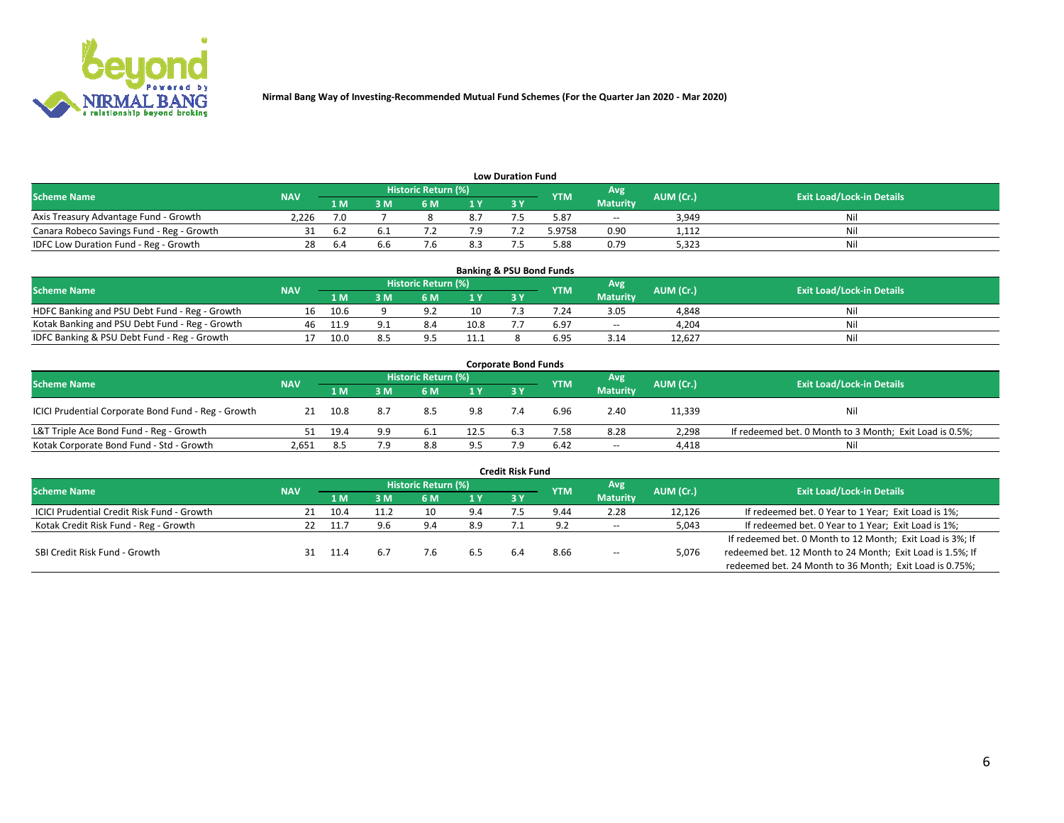Nirmal Bang Way of Investing-Recommended Mutual Fund Schemes (For the Quarter Jan 2020 - Mar 2020)

### Low Duration Fund

| Scheme Name | NAV | Historic Return (%) | | | | | YTM | Avg Maturity | AUM (Cr.) | Exit Load/Lock-in Details |
|---|---|---|---|---|---|---|---|---|---|---|
| | | 1 M | 3 M | 6 M | 1 Y | 3 Y | | | | |
| Axis Treasury Advantage Fund - Growth | 2,226 | 7.0 | 7 | 8 | 8.7 | 7.5 | 5.87 | -- | 3,949 | Nil |
| Canara Robeco Savings Fund - Reg - Growth | 31 | 6.2 | 6.1 | 7.2 | 7.9 | 7.2 | 5.9758 | 0.90 | 1,112 | Nil |
| IDFC Low Duration Fund - Reg - Growth | 28 | 6.4 | 6.6 | 7.6 | 8.3 | 7.5 | 5.88 | 0.79 | 5,323 | Nil |

### Banking & PSU Bond Funds

| Scheme Name | NAV | Historic Return (%) | | | | | YTM | Avg Maturity | AUM (Cr.) | Exit Load/Lock-in Details |
|---|---|---|---|---|---|---|---|---|---|---|
| | | 1 M | 3 M | 6 M | 1 Y | 3 Y | | | | |
| HDFC Banking and PSU Debt Fund - Reg - Growth | 16 | 10.6 | 9 | 9.2 | 10 | 7.3 | 7.24 | 3.05 | 4,848 | Nil |
| Kotak Banking and PSU Debt Fund - Reg - Growth | 46 | 11.9 | 9.1 | 8.4 | 10.8 | 7.7 | 6.97 | -- | 4,204 | Nil |
| IDFC Banking & PSU Debt Fund - Reg - Growth | 17 | 10.0 | 8.5 | 9.5 | 11.1 | 8 | 6.95 | 3.14 | 12,627 | Nil |

### Corporate Bond Funds

| Scheme Name | NAV | Historic Return (%) | | | | | YTM | Avg Maturity | AUM (Cr.) | Exit Load/Lock-in Details |
|---|---|---|---|---|---|---|---|---|---|---|
| | | 1 M | 3 M | 6 M | 1 Y | 3 Y | | | | |
| ICICI Prudential Corporate Bond Fund - Reg - Growth | 21 | 10.8 | 8.7 | 8.5 | 9.8 | 7.4 | 6.96 | 2.40 | 11,339 | Nil |
| L&T Triple Ace Bond Fund - Reg - Growth | 51 | 19.4 | 9.9 | 6.1 | 12.5 | 6.3 | 7.58 | 8.28 | 2,298 | If redeemed bet. 0 Month to 3 Month; Exit Load is 0.5%; |
| Kotak Corporate Bond Fund - Std - Growth | 2,651 | 8.5 | 7.9 | 8.8 | 9.5 | 7.9 | 6.42 | -- | 4,418 | Nil |

### Credit Risk Fund

| Scheme Name | NAV | Historic Return (%) | | | | | YTM | Avg Maturity | AUM (Cr.) | Exit Load/Lock-in Details |
|---|---|---|---|---|---|---|---|---|---|---|
| | | 1 M | 3 M | 6 M | 1 Y | 3 Y | | | | |
| ICICI Prudential Credit Risk Fund - Growth | 21 | 10.4 | 11.2 | 10 | 9.4 | 7.5 | 9.44 | 2.28 | 12,126 | If redeemed bet. 0 Year to 1 Year; Exit Load is 1%; |
| Kotak Credit Risk Fund - Reg - Growth | 22 | 11.7 | 9.6 | 9.4 | 8.9 | 7.1 | 9.2 | -- | 5,043 | If redeemed bet. 0 Year to 1 Year; Exit Load is 1%; |
| SBI Credit Risk Fund - Growth | 31 | 11.4 | 6.7 | 7.6 | 6.5 | 6.4 | 8.66 | -- | 5,076 | If redeemed bet. 0 Month to 12 Month; Exit Load is 3%; If redeemed bet. 12 Month to 24 Month; Exit Load is 1.5%; If redeemed bet. 24 Month to 36 Month; Exit Load is 0.75%; |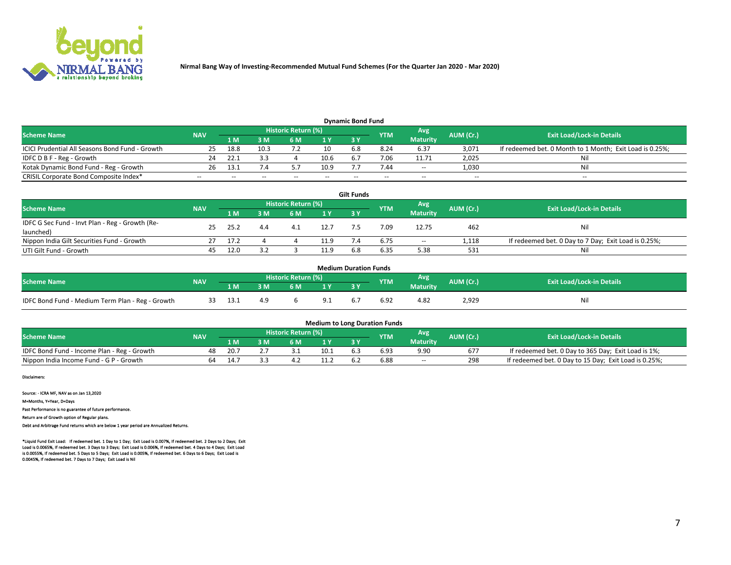Nirmal Bang Way of Investing-Recommended Mutual Fund Schemes (For the Quarter Jan 2020 - Mar 2020)

### Dynamic Bond Fund

| Scheme Name | NAV | Historic Return (%) | | | | | YTM | Avg Maturity | AUM (Cr.) | Exit Load/Lock-in Details |
|---|---|---|---|---|---|---|---|---|---|---|
| | | 1 M | 3 M | 6 M | 1 Y | 3 Y | | | | |
| ICICI Prudential All Seasons Bond Fund - Growth | 25 | 18.8 | 10.3 | 7.2 | 10 | 6.8 | 8.24 | 6.37 | 3,071 | If redeemed bet. 0 Month to 1 Month; Exit Load is 0.25%; |
| IDFC D B F - Reg - Growth | 24 | 22.1 | 3.3 | 4 | 10.6 | 6.7 | 7.06 | 11.71 | 2,025 | Nil |
| Kotak Dynamic Bond Fund - Reg - Growth | 26 | 13.1 | 7.4 | 5.7 | 10.9 | 7.7 | 7.44 | -- | 1,030 | Nil |
| CRISIL Corporate Bond Composite Index* | -- | -- | -- | -- | -- | -- | -- | -- | -- | -- |

### Gilt Funds

| Scheme Name | NAV | Historic Return (%) | | | | | YTM | Avg Maturity | AUM (Cr.) | Exit Load/Lock-in Details |
|---|---|---|---|---|---|---|---|---|---|---|
| | | 1 M | 3 M | 6 M | 1 Y | 3 Y | | | | |
| IDFC G Sec Fund - Invt Plan - Reg - Growth (Re-launched) | 25 | 25.2 | 4.4 | 4.1 | 12.7 | 7.5 | 7.09 | 12.75 | 462 | Nil |
| Nippon India Gilt Securities Fund - Growth | 27 | 17.2 | 4 | 4 | 11.9 | 7.4 | 6.75 | -- | 1,118 | If redeemed bet. 0 Day to 7 Day; Exit Load is 0.25%; |
| UTI Gilt Fund - Growth | 45 | 12.0 | 3.2 | 3 | 11.9 | 6.8 | 6.35 | 5.38 | 531 | Nil |

### Medium Duration Funds

| Scheme Name | NAV | Historic Return (%) | | | | | YTM | Avg Maturity | AUM (Cr.) | Exit Load/Lock-in Details |
|---|---|---|---|---|---|---|---|---|---|---|
| | | 1 M | 3 M | 6 M | 1 Y | 3 Y | | | | |
| IDFC Bond Fund - Medium Term Plan - Reg - Growth | 33 | 13.1 | 4.9 | 6 | 9.1 | 6.7 | 6.92 | 4.82 | 2,929 | Nil |

### Medium to Long Duration Funds

| Scheme Name | NAV | Historic Return (%) | | | | | YTM | Avg Maturity | AUM (Cr.) | Exit Load/Lock-in Details |
|---|---|---|---|---|---|---|---|---|---|---|
| | | 1 M | 3 M | 6 M | 1 Y | 3 Y | | | | |
| IDFC Bond Fund - Income Plan - Reg - Growth | 48 | 20.7 | 2.7 | 3.1 | 10.1 | 6.3 | 6.93 | 9.90 | 677 | If redeemed bet. 0 Day to 365 Day; Exit Load is 1%; |
| Nippon India Income Fund - G P - Growth | 64 | 14.7 | 3.3 | 4.2 | 11.2 | 6.2 | 6.88 | -- | 298 | If redeemed bet. 0 Day to 15 Day; Exit Load is 0.25%; |

Disclaimers:

Source: - ICRA MF, NAV as on Jan 13,2020

M=Months, Y=Year, D=Days

Past Performance is no guarantee of future performance.

Return are of Growth option of Regular plans.

Debt and Arbitrage Fund returns which are below 1 year period are Annualized Returns.

*Liquid Fund Exit Load: If redeemed bet. 1 Day to 1 Day; Exit Load is 0.007%, If redeemed bet. 2 Days to 2 Days; Exit Load is 0.0065%, If redeemed bet. 3 Days to 3 Days; Exit Load is 0.006%, If redeemed bet. 4 Days to 4 Days; Exit Load is 0.0055%, If redeemed bet. 5 Days to 5 Days; Exit Load is 0.005%, If redeemed bet. 6 Days to 6 Days; Exit Load is 0.0045%, If redeemed bet. 7 Days to 7 Days; Exit Load is Nil